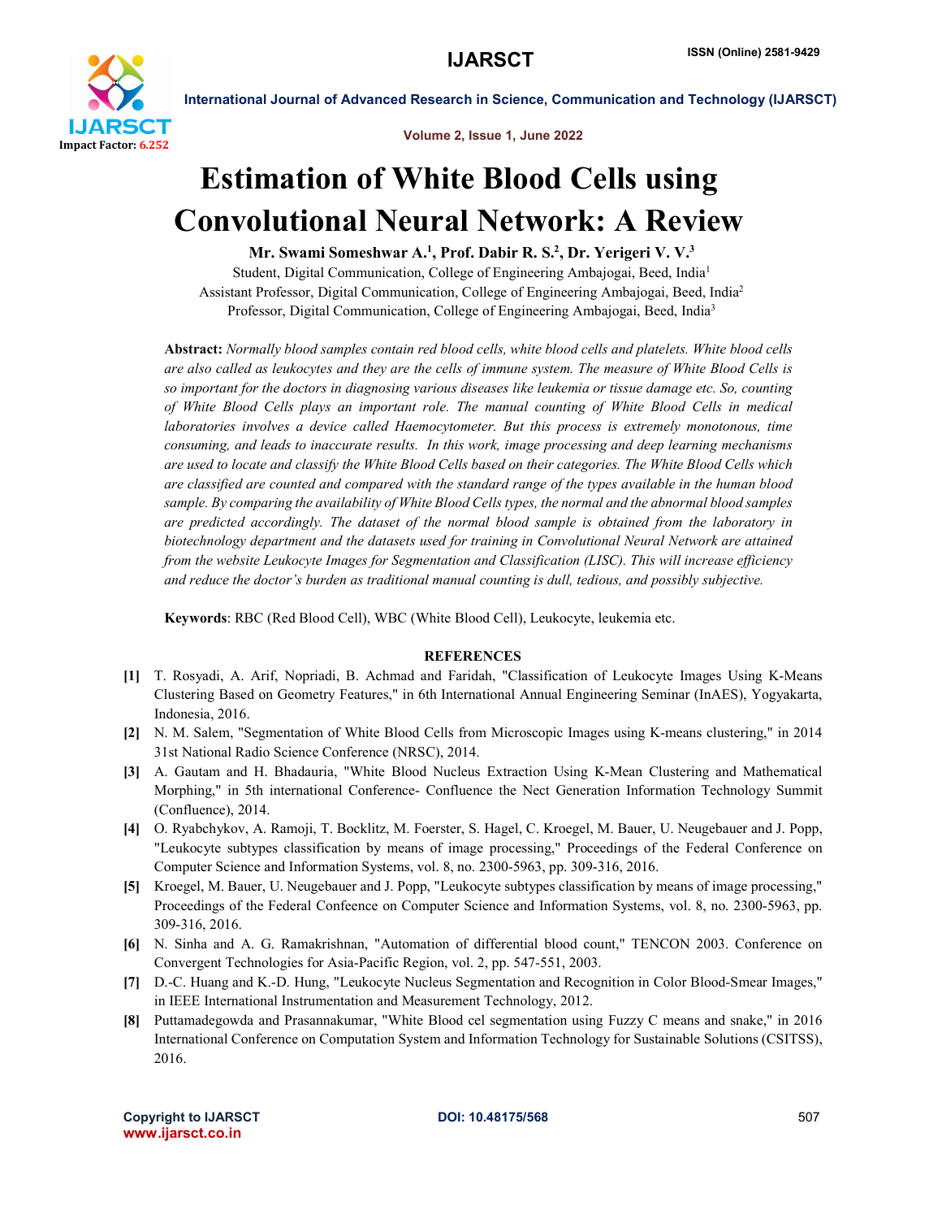# Estimation of White Blood Cells using Convolutional Neural Network: A Review

**Mr. Swami Someshwar A.[1], Prof. Dabir R. S.[2], Dr. Yerigeri V. V.[3]**

Student, Digital Communication, College of Engineering Ambajogai, Beed, India[1]
Assistant Professor, Digital Communication, College of Engineering Ambajogai, Beed, India[2]
Professor, Digital Communication, College of Engineering Ambajogai, Beed, India[3]

**Abstract:** *Normally blood samples contain red blood cells, white blood cells and platelets. White blood cells are also called as leukocytes and they are the cells of immune system. The measure of White Blood Cells is so important for the doctors in diagnosing various diseases like leukemia or tissue damage etc. So, counting of White Blood Cells plays an important role. The manual counting of White Blood Cells in medical laboratories involves a device called Haemocytometer. But this process is extremely monotonous, time consuming, and leads to inaccurate results. In this work, image processing and deep learning mechanisms are used to locate and classify the White Blood Cells based on their categories. The White Blood Cells which are classified are counted and compared with the standard range of the types available in the human blood sample. By comparing the availability of White Blood Cells types, the normal and the abnormal blood samples are predicted accordingly. The dataset of the normal blood sample is obtained from the laboratory in biotechnology department and the datasets used for training in Convolutional Neural Network are attained from the website Leukocyte Images for Segmentation and Classification (LISC). This will increase efficiency and reduce the doctor's burden as traditional manual counting is dull, tedious, and possibly subjective.*

**Keywords**: RBC (Red Blood Cell), WBC (White Blood Cell), Leukocyte, leukemia etc.

## REFERENCES

[1] T. Rosyadi, A. Arif, Nopriadi, B. Achmad and Faridah, "Classification of Leukocyte Images Using K-Means Clustering Based on Geometry Features," in 6th International Annual Engineering Seminar (InAES), Yogyakarta, Indonesia, 2016.

[2] N. M. Salem, "Segmentation of White Blood Cells from Microscopic Images using K-means clustering," in 2014 31st National Radio Science Conference (NRSC), 2014.

[3] A. Gautam and H. Bhadauria, "White Blood Nucleus Extraction Using K-Mean Clustering and Mathematical Morphing," in 5th international Conference- Confluence the Nect Generation Information Technology Summit (Confluence), 2014.

[4] O. Ryabchykov, A. Ramoji, T. Bocklitz, M. Foerster, S. Hagel, C. Kroegel, M. Bauer, U. Neugebauer and J. Popp, "Leukocyte subtypes classification by means of image processing," Proceedings of the Federal Conference on Computer Science and Information Systems, vol. 8, no. 2300-5963, pp. 309-316, 2016.

[5] Kroegel, M. Bauer, U. Neugebauer and J. Popp, "Leukocyte subtypes classification by means of image processing," Proceedings of the Federal Confeence on Computer Science and Information Systems, vol. 8, no. 2300-5963, pp. 309-316, 2016.

[6] N. Sinha and A. G. Ramakrishnan, "Automation of differential blood count," TENCON 2003. Conference on Convergent Technologies for Asia-Pacific Region, vol. 2, pp. 547-551, 2003.

[7] D.-C. Huang and K.-D. Hung, "Leukocyte Nucleus Segmentation and Recognition in Color Blood-Smear Images," in IEEE International Instrumentation and Measurement Technology, 2012.

[8] Puttamadegowda and Prasannakumar, "White Blood cel segmentation using Fuzzy C means and snake," in 2016 International Conference on Computation System and Information Technology for Sustainable Solutions (CSITSS), 2016.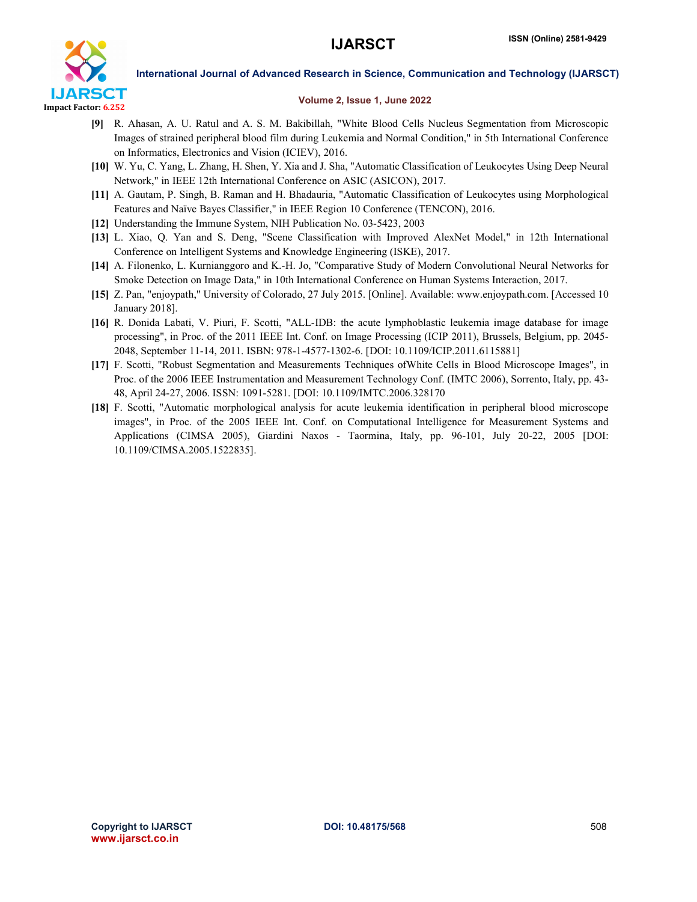**[9]** R. Ahasan, A. U. Ratul and A. S. M. Bakibillah, "White Blood Cells Nucleus Segmentation from Microscopic Images of strained peripheral blood film during Leukemia and Normal Condition," in 5th International Conference on Informatics, Electronics and Vision (ICIEV), 2016.

**[10]** W. Yu, C. Yang, L. Zhang, H. Shen, Y. Xia and J. Sha, "Automatic Classification of Leukocytes Using Deep Neural Network," in IEEE 12th International Conference on ASIC (ASICON), 2017.

**[11]** A. Gautam, P. Singh, B. Raman and H. Bhadauria, "Automatic Classification of Leukocytes using Morphological Features and Naïve Bayes Classifier," in IEEE Region 10 Conference (TENCON), 2016.

**[12]** Understanding the Immune System, NIH Publication No. 03-5423, 2003

**[13]** L. Xiao, Q. Yan and S. Deng, "Scene Classification with Improved AlexNet Model," in 12th International Conference on Intelligent Systems and Knowledge Engineering (ISKE), 2017.

**[14]** A. Filonenko, L. Kurnianggoro and K.-H. Jo, "Comparative Study of Modern Convolutional Neural Networks for Smoke Detection on Image Data," in 10th International Conference on Human Systems Interaction, 2017.

**[15]** Z. Pan, "enjoypath," University of Colorado, 27 July 2015. [Online]. Available: www.enjoypath.com. [Accessed 10 January 2018].

**[16]** R. Donida Labati, V. Piuri, F. Scotti, "ALL-IDB: the acute lymphoblastic leukemia image database for image processing", in Proc. of the 2011 IEEE Int. Conf. on Image Processing (ICIP 2011), Brussels, Belgium, pp. 2045-2048, September 11-14, 2011. ISBN: 978-1-4577-1302-6. [DOI: 10.1109/ICIP.2011.6115881]

**[17]** F. Scotti, "Robust Segmentation and Measurements Techniques ofWhite Cells in Blood Microscope Images", in Proc. of the 2006 IEEE Instrumentation and Measurement Technology Conf. (IMTC 2006), Sorrento, Italy, pp. 43-48, April 24-27, 2006. ISSN: 1091-5281. [DOI: 10.1109/IMTC.2006.328170

**[18]** F. Scotti, "Automatic morphological analysis for acute leukemia identification in peripheral blood microscope images", in Proc. of the 2005 IEEE Int. Conf. on Computational Intelligence for Measurement Systems and Applications (CIMSA 2005), Giardini Naxos - Taormina, Italy, pp. 96-101, July 20-22, 2005 [DOI: 10.1109/CIMSA.2005.1522835].